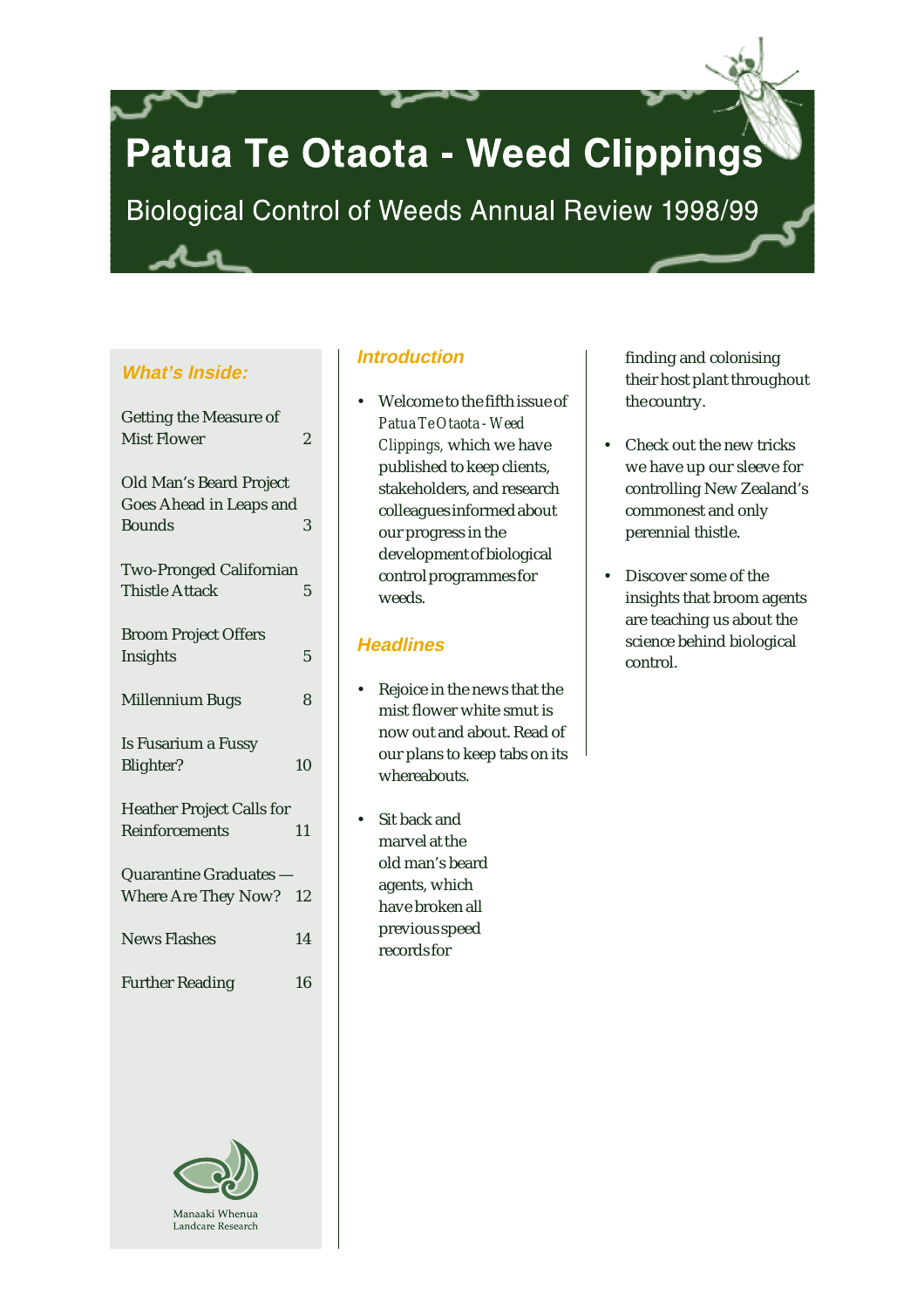# Patua Te Otaota - Weed Clippings

## Biological Control of Weeds Annual Review 1998/99

### What's Inside:

| | |
|---|---|
| Getting the Measure of Mist Flower | 2 |
| Old Man's Beard Project Goes Ahead in Leaps and Bounds | 3 |
| Two-Pronged Californian Thistle Attack | 5 |
| Broom Project Offers Insights | 5 |
| Millennium Bugs | 8 |
| Is Fusarium a Fussy Blighter? | 10 |
| Heather Project Calls for Reinforcements | 11 |
| Quarantine Graduates — Where Are They Now? | 12 |
| News Flashes | 14 |
| Further Reading | 16 |

Manaaki Whenua
Landcare Research

### Introduction

- Welcome to the fifth issue of *Patua Te Otaota - Weed Clippings*, which we have published to keep clients, stakeholders, and research colleagues informed about our progress in the development of biological control programmes for weeds.

### Headlines

- Rejoice in the news that the mist flower white smut is now out and about. Read of our plans to keep tabs on its whereabouts.
- Sit back and marvel at the old man's beard agents, which have broken all previous speed records for finding and colonising their host plant throughout the country.
- Check out the new tricks we have up our sleeve for controlling New Zealand's commonest and only perennial thistle.
- Discover some of the insights that broom agents are teaching us about the science behind biological control.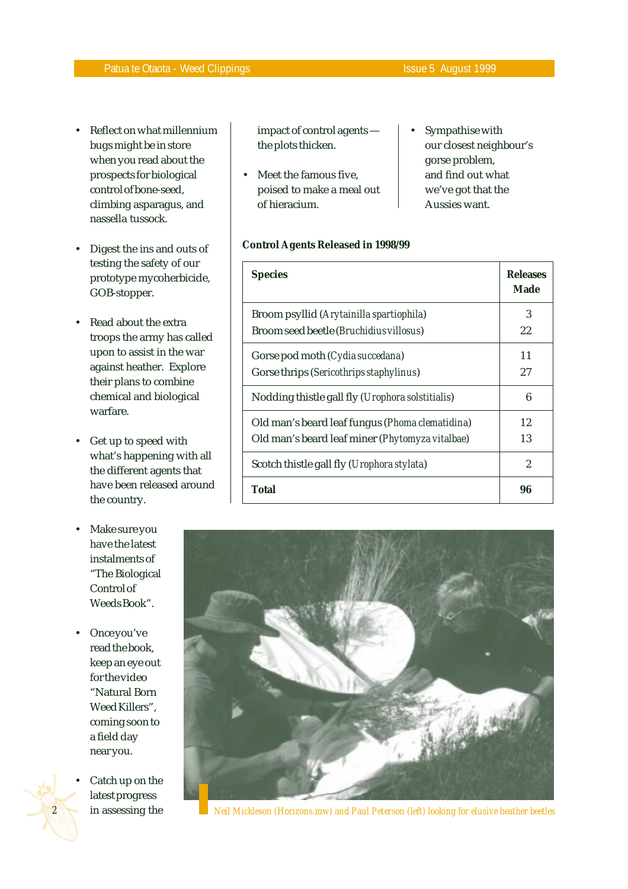- Reflect on what millennium bugs might be in store when you read about the prospects for biological control of bone-seed, climbing asparagus, and nassella tussock.

- Digest the ins and outs of testing the safety of our prototype mycoherbicide, GOB-stopper.

- Read about the extra troops the army has called upon to assist in the war against heather. Explore their plans to combine chemical and biological warfare.

- Get up to speed with what's happening with all the different agents that have been released around the country.

- Make sure you have the latest instalments of "The Biological Control of Weeds Book".

- Once you've read the book, keep an eye out for the video "Natural Born Weed Killers", coming soon to a field day near you.

- Catch up on the latest progress in assessing the impact of control agents — the plots thicken.

- Meet the famous five, poised to make a meal out of hieracium.

- Sympathise with our closest neighbour's gorse problem, and find out what we've got that the Aussies want.

**Control Agents Released in 1998/99**

| Species | Releases Made |
|---|---|
| Broom psyllid (*Arytainilla spartiophila*) | 3 |
| Broom seed beetle (*Bruchidius villosus*) | 22 |
| Gorse pod moth (*Cydia succedana*) | 11 |
| Gorse thrips (*Sericothrips staphylinus*) | 27 |
| Nodding thistle gall fly (*Urophora solstitialis*) | 6 |
| Old man's beard leaf fungus (*Phoma clematidina*) | 12 |
| Old man's beard leaf miner (*Phytomyza vitalbae*) | 13 |
| Scotch thistle gall fly (*Urophora stylata*) | 2 |
| **Total** | **96** |

Neil Mickleson (Horizons.mw) and Paul Peterson (left) looking for elusive heather beetles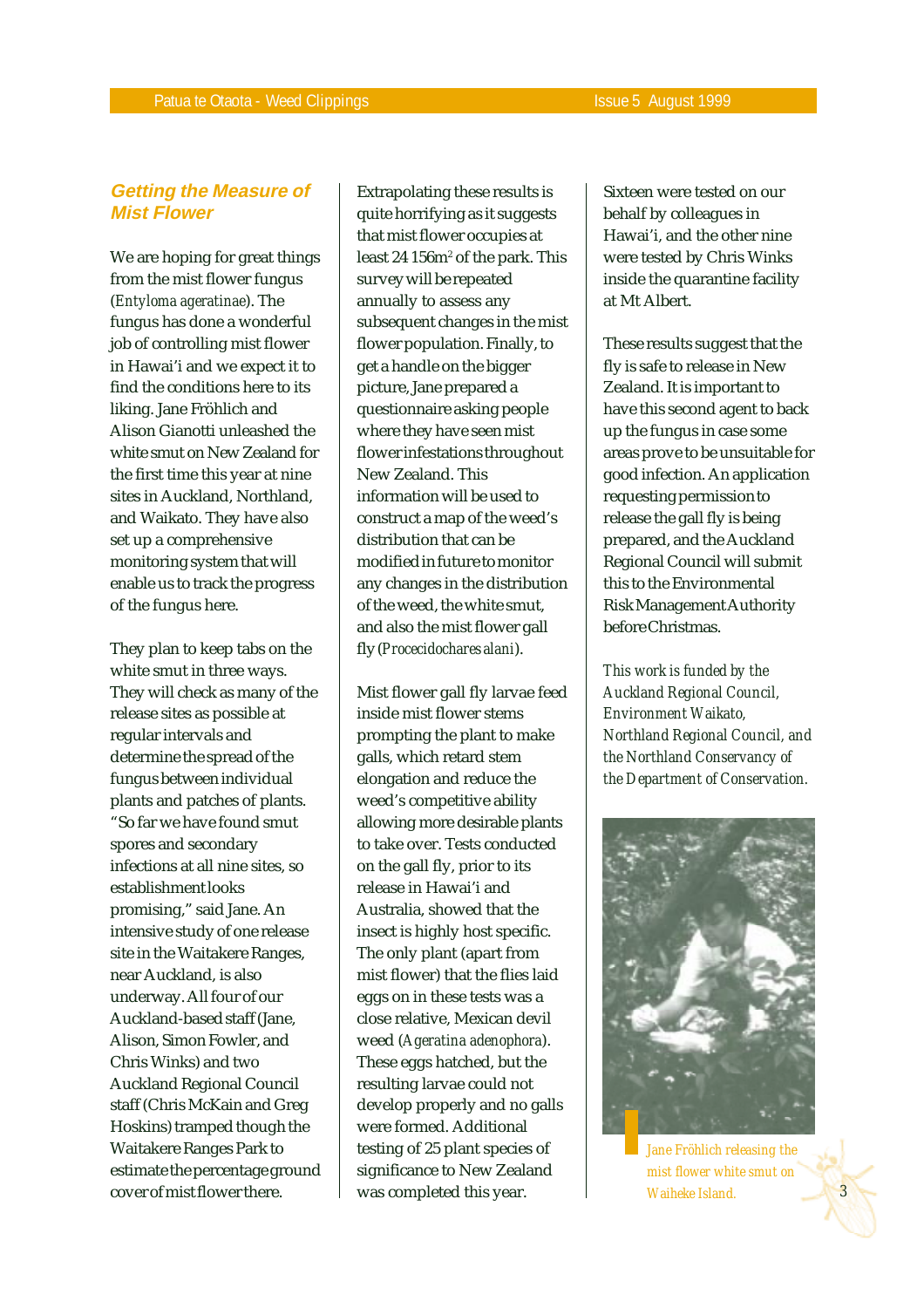## Getting the Measure of Mist Flower

We are hoping for great things from the mist flower fungus (*Entyloma ageratinae*). The fungus has done a wonderful job of controlling mist flower in Hawai'i and we expect it to find the conditions here to its liking. Jane Fröhlich and Alison Gianotti unleashed the white smut on New Zealand for the first time this year at nine sites in Auckland, Northland, and Waikato. They have also set up a comprehensive monitoring system that will enable us to track the progress of the fungus here.

They plan to keep tabs on the white smut in three ways. They will check as many of the release sites as possible at regular intervals and determine the spread of the fungus between individual plants and patches of plants. "So far we have found smut spores and secondary infections at all nine sites, so establishment looks promising," said Jane. An intensive study of one release site in the Waitakere Ranges, near Auckland, is also underway. All four of our Auckland-based staff (Jane, Alison, Simon Fowler, and Chris Winks) and two Auckland Regional Council staff (Chris McKain and Greg Hoskins) tramped though the Waitakere Ranges Park to estimate the percentage ground cover of mist flower there. Extrapolating these results is quite horrifying as it suggests that mist flower occupies at least 24 156m$^2$ of the park. This survey will be repeated annually to assess any subsequent changes in the mist flower population. Finally, to get a handle on the bigger picture, Jane prepared a questionnaire asking people where they have seen mist flower infestations throughout New Zealand. This information will be used to construct a map of the weed's distribution that can be modified in future to monitor any changes in the distribution of the weed, the white smut, and also the mist flower gall fly (*Procecidochares alani*).

Mist flower gall fly larvae feed inside mist flower stems prompting the plant to make galls, which retard stem elongation and reduce the weed's competitive ability allowing more desirable plants to take over. Tests conducted on the gall fly, prior to its release in Hawai'i and Australia, showed that the insect is highly host specific. The only plant (apart from mist flower) that the flies laid eggs on in these tests was a close relative, Mexican devil weed (*Ageratina adenophora*). These eggs hatched, but the resulting larvae could not develop properly and no galls were formed. Additional testing of 25 plant species of significance to New Zealand was completed this year. Sixteen were tested on our behalf by colleagues in Hawai'i, and the other nine were tested by Chris Winks inside the quarantine facility at Mt Albert.

These results suggest that the fly is safe to release in New Zealand. It is important to have this second agent to back up the fungus in case some areas prove to be unsuitable for good infection. An application requesting permission to release the gall fly is being prepared, and the Auckland Regional Council will submit this to the Environmental Risk Management Authority before Christmas.

*This work is funded by the Auckland Regional Council, Environment Waikato, Northland Regional Council, and the Northland Conservancy of the Department of Conservation.*

Jane Fröhlich releasing the mist flower white smut on Waiheke Island.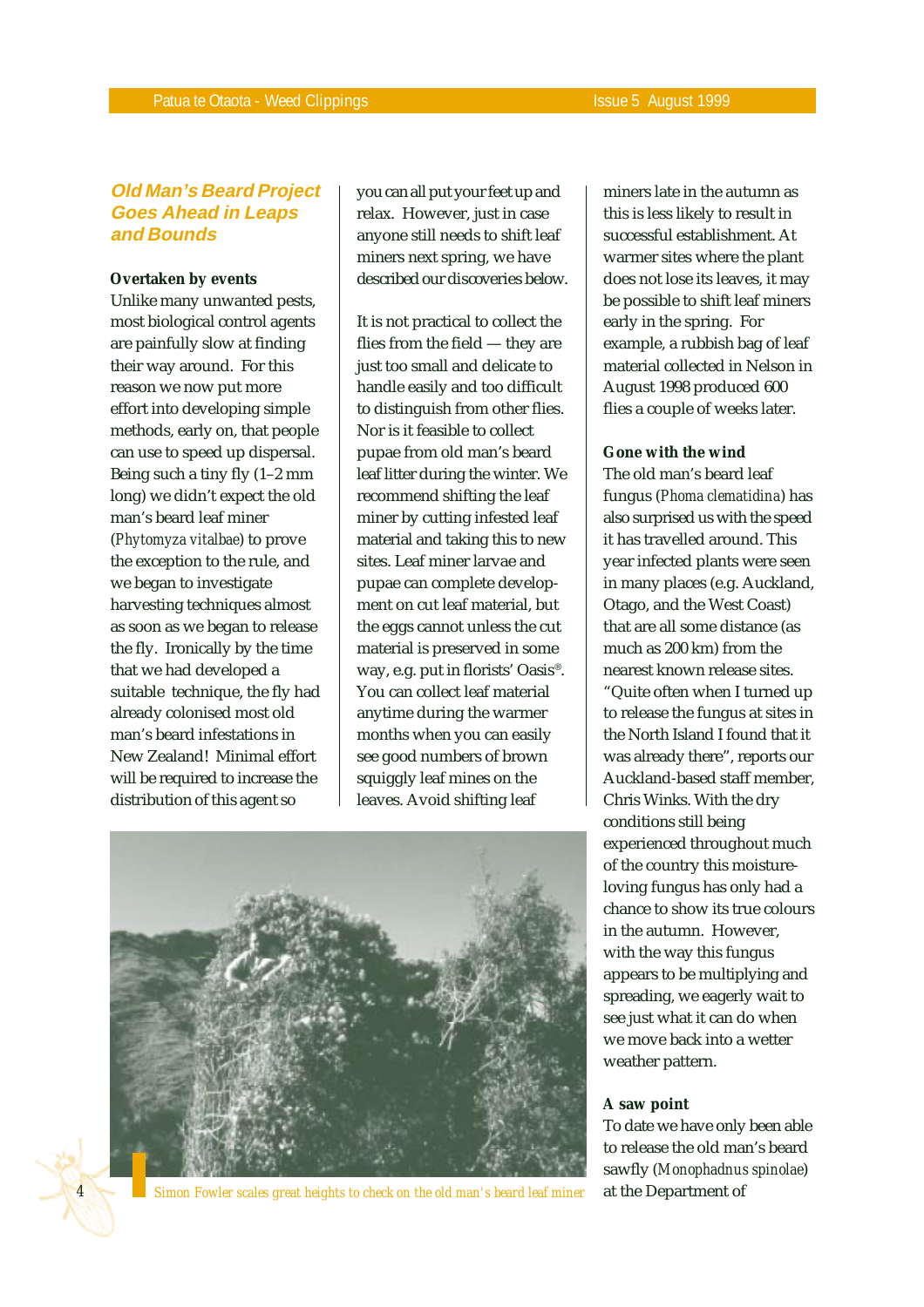## Old Man's Beard Project Goes Ahead in Leaps and Bounds

**Overtaken by events**

Unlike many unwanted pests, most biological control agents are painfully slow at finding their way around. For this reason we now put more effort into developing simple methods, early on, that people can use to speed up dispersal. Being such a tiny fly (1–2 mm long) we didn't expect the old man's beard leaf miner (*Phytomyza vitalbae*) to prove the exception to the rule, and we began to investigate harvesting techniques almost as soon as we began to release the fly. Ironically by the time that we had developed a suitable technique, the fly had already colonised most old man's beard infestations in New Zealand! Minimal effort will be required to increase the distribution of this agent so you can all put your feet up and relax. However, just in case anyone still needs to shift leaf miners next spring, we have described our discoveries below.

It is not practical to collect the flies from the field — they are just too small and delicate to handle easily and too difficult to distinguish from other flies. Nor is it feasible to collect pupae from old man's beard leaf litter during the winter. We recommend shifting the leaf miner by cutting infested leaf material and taking this to new sites. Leaf miner larvae and pupae can complete development on cut leaf material, but the eggs cannot unless the cut material is preserved in some way, e.g. put in florists' Oasis®. You can collect leaf material anytime during the warmer months when you can easily see good numbers of brown squiggly leaf mines on the leaves. Avoid shifting leaf miners late in the autumn as this is less likely to result in successful establishment. At warmer sites where the plant does not lose its leaves, it may be possible to shift leaf miners early in the spring. For example, a rubbish bag of leaf material collected in Nelson in August 1998 produced 600 flies a couple of weeks later.

Simon Fowler scales great heights to check on the old man's beard leaf miner

**Gone with the wind**

The old man's beard leaf fungus (*Phoma clematidina*) has also surprised us with the speed it has travelled around. This year infected plants were seen in many places (e.g. Auckland, Otago, and the West Coast) that are all some distance (as much as 200 km) from the nearest known release sites. "Quite often when I turned up to release the fungus at sites in the North Island I found that it was already there", reports our Auckland-based staff member, Chris Winks. With the dry conditions still being experienced throughout much of the country this moisture-loving fungus has only had a chance to show its true colours in the autumn. However, with the way this fungus appears to be multiplying and spreading, we eagerly wait to see just what it can do when we move back into a wetter weather pattern.

**A saw point**

To date we have only been able to release the old man's beard sawfly (*Monophadnus spinolae*) at the Department of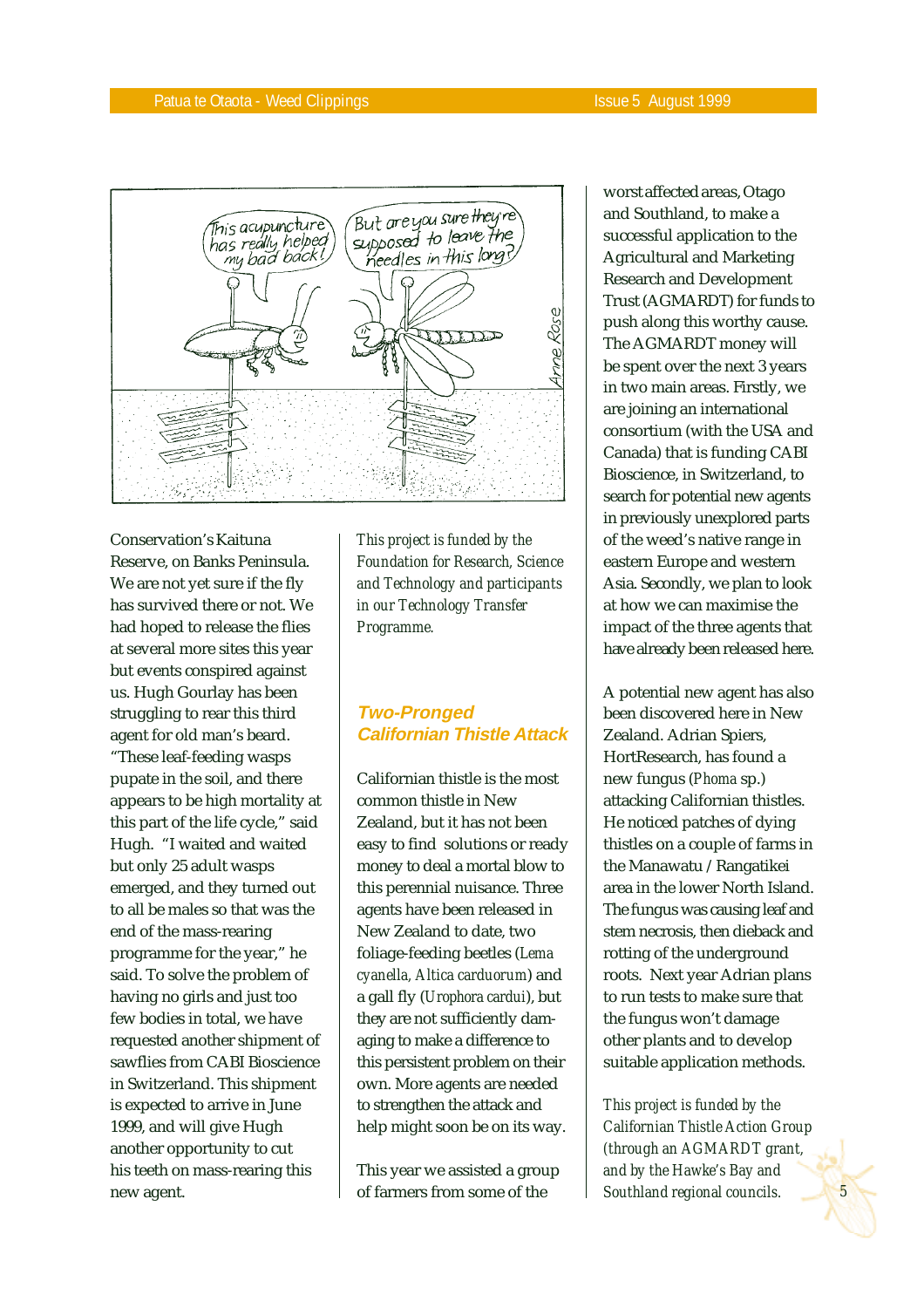Conservation's Kaituna Reserve, on Banks Peninsula. We are not yet sure if the fly has survived there or not. We had hoped to release the flies at several more sites this year but events conspired against us. Hugh Gourlay has been struggling to rear this third agent for old man's beard. "These leaf-feeding wasps pupate in the soil, and there appears to be high mortality at this part of the life cycle," said Hugh. "I waited and waited but only 25 adult wasps emerged, and they turned out to all be males so that was the end of the mass-rearing programme for the year," he said. To solve the problem of having no girls and just too few bodies in total, we have requested another shipment of sawflies from CABI Bioscience in Switzerland. This shipment is expected to arrive in June 1999, and will give Hugh another opportunity to cut his teeth on mass-rearing this new agent.

*This project is funded by the Foundation for Research, Science and Technology and participants in our Technology Transfer Programme.*

## Two-Pronged Californian Thistle Attack

Californian thistle is the most common thistle in New Zealand, but it has not been easy to find solutions or ready money to deal a mortal blow to this perennial nuisance. Three agents have been released in New Zealand to date, two foliage-feeding beetles (*Lema cyanella, Altica carduorum*) and a gall fly (*Urophora cardui*), but they are not sufficiently damaging to make a difference to this persistent problem on their own. More agents are needed to strengthen the attack and help might soon be on its way.

This year we assisted a group of farmers from some of the worst affected areas, Otago and Southland, to make a successful application to the Agricultural and Marketing Research and Development Trust (AGMARDT) for funds to push along this worthy cause. The AGMARDT money will be spent over the next 3 years in two main areas. Firstly, we are joining an international consortium (with the USA and Canada) that is funding CABI Bioscience, in Switzerland, to search for potential new agents in previously unexplored parts of the weed's native range in eastern Europe and western Asia. Secondly, we plan to look at how we can maximise the impact of the three agents that have already been released here.

A potential new agent has also been discovered here in New Zealand. Adrian Spiers, HortResearch, has found a new fungus (*Phoma* sp.) attacking Californian thistles. He noticed patches of dying thistles on a couple of farms in the Manawatu / Rangatikei area in the lower North Island. The fungus was causing leaf and stem necrosis, then dieback and rotting of the underground roots. Next year Adrian plans to run tests to make sure that the fungus won't damage other plants and to develop suitable application methods.

*This project is funded by the Californian Thistle Action Group (through an AGMARDT grant, and by the Hawke's Bay and Southland regional councils.*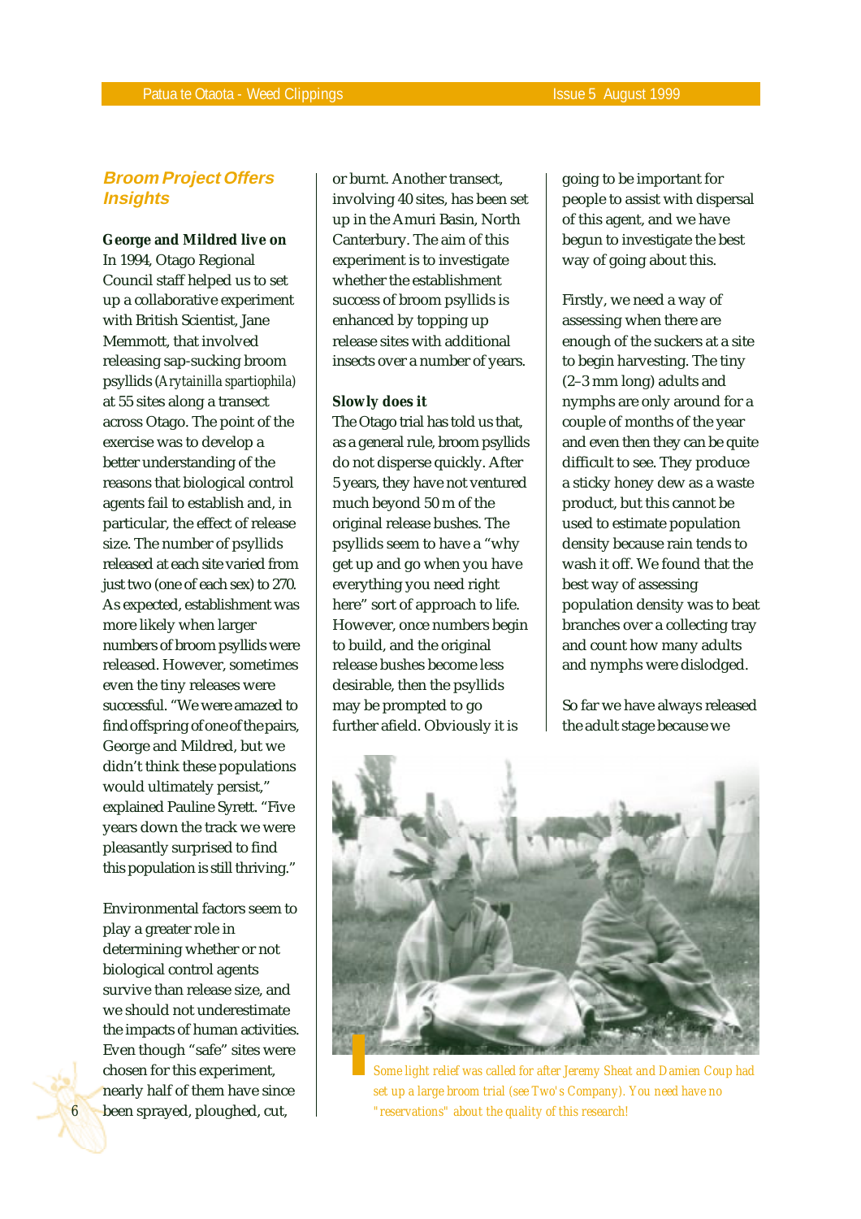## Broom Project Offers Insights

**George and Mildred live on**

In 1994, Otago Regional Council staff helped us to set up a collaborative experiment with British Scientist, Jane Memmott, that involved releasing sap-sucking broom psyllids (*Arytainilla spartiophila*) at 55 sites along a transect across Otago. The point of the exercise was to develop a better understanding of the reasons that biological control agents fail to establish and, in particular, the effect of release size. The number of psyllids released at each site varied from just two (one of each sex) to 270. As expected, establishment was more likely when larger numbers of broom psyllids were released. However, sometimes even the tiny releases were successful. "We were amazed to find offspring of one of the pairs, George and Mildred, but we didn't think these populations would ultimately persist," explained Pauline Syrett. "Five years down the track we were pleasantly surprised to find this population is still thriving."

Environmental factors seem to play a greater role in determining whether or not biological control agents survive than release size, and we should not underestimate the impacts of human activities. Even though "safe" sites were chosen for this experiment, nearly half of them have since been sprayed, ploughed, cut, or burnt. Another transect, involving 40 sites, has been set up in the Amuri Basin, North Canterbury. The aim of this experiment is to investigate whether the establishment success of broom psyllids is enhanced by topping up release sites with additional insects over a number of years.

**Slowly does it**

The Otago trial has told us that, as a general rule, broom psyllids do not disperse quickly. After 5 years, they have not ventured much beyond 50 m of the original release bushes. The psyllids seem to have a "why get up and go when you have everything you need right here" sort of approach to life. However, once numbers begin to build, and the original release bushes become less desirable, then the psyllids may be prompted to go further afield. Obviously it is going to be important for people to assist with dispersal of this agent, and we have begun to investigate the best way of going about this.

Firstly, we need a way of assessing when there are enough of the suckers at a site to begin harvesting. The tiny (2–3 mm long) adults and nymphs are only around for a couple of months of the year and even then they can be quite difficult to see. They produce a sticky honey dew as a waste product, but this cannot be used to estimate population density because rain tends to wash it off. We found that the best way of assessing population density was to beat branches over a collecting tray and count how many adults and nymphs were dislodged.

So far we have always released the adult stage because we

*Some light relief was called for after Jeremy Sheat and Damien Coup had set up a large broom trial (see Two's Company). You need have no "reservations" about the quality of this research!*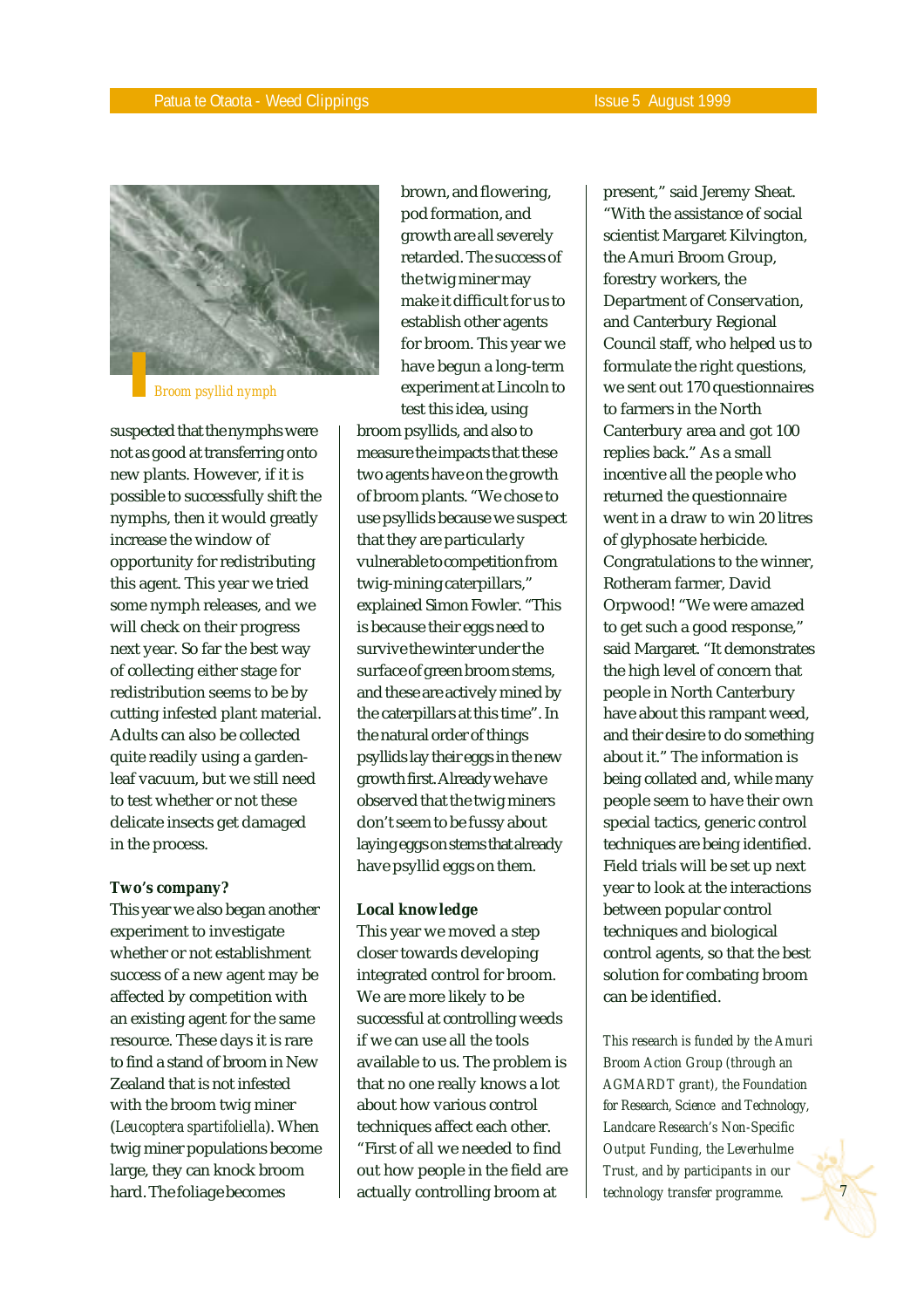Broom psyllid nymph

suspected that the nymphs were not as good at transferring onto new plants. However, if it is possible to successfully shift the nymphs, then it would greatly increase the window of opportunity for redistributing this agent. This year we tried some nymph releases, and we will check on their progress next year. So far the best way of collecting either stage for redistribution seems to be by cutting infested plant material. Adults can also be collected quite readily using a garden-leaf vacuum, but we still need to test whether or not these delicate insects get damaged in the process.

**Two's company?**

This year we also began another experiment to investigate whether or not establishment success of a new agent may be affected by competition with an existing agent for the same resource. These days it is rare to find a stand of broom in New Zealand that is not infested with the broom twig miner (*Leucoptera spartifoliella*). When twig miner populations become large, they can knock broom hard. The foliage becomes brown, and flowering, pod formation, and growth are all severely retarded. The success of the twig miner may make it difficult for us to establish other agents for broom. This year we have begun a long-term experiment at Lincoln to test this idea, using broom psyllids, and also to measure the impacts that these two agents have on the growth of broom plants. "We chose to use psyllids because we suspect that they are particularly vulnerable to competition from twig-mining caterpillars," explained Simon Fowler. "This is because their eggs need to survive the winter under the surface of green broom stems, and these are actively mined by the caterpillars at this time". In the natural order of things psyllids lay their eggs in the new growth first. Already we have observed that the twig miners don't seem to be fussy about laying eggs on stems that already have psyllid eggs on them.

**Local knowledge**

This year we moved a step closer towards developing integrated control for broom. We are more likely to be successful at controlling weeds if we can use all the tools available to us. The problem is that no one really knows a lot about how various control techniques affect each other. "First of all we needed to find out how people in the field are actually controlling broom at present," said Jeremy Sheat. "With the assistance of social scientist Margaret Kilvington, the Amuri Broom Group, forestry workers, the Department of Conservation, and Canterbury Regional Council staff, who helped us to formulate the right questions, we sent out 170 questionnaires to farmers in the North Canterbury area and got 100 replies back." As a small incentive all the people who returned the questionnaire went in a draw to win 20 litres of glyphosate herbicide. Congratulations to the winner, Rotheram farmer, David Orpwood! "We were amazed to get such a good response," said Margaret. "It demonstrates the high level of concern that people in North Canterbury have about this rampant weed, and their desire to do something about it." The information is being collated and, while many people seem to have their own special tactics, generic control techniques are being identified. Field trials will be set up next year to look at the interactions between popular control techniques and biological control agents, so that the best solution for combating broom can be identified.

*This research is funded by the Amuri Broom Action Group (through an AGMARDT grant), the Foundation for Research, Science and Technology, Landcare Research's Non-Specific Output Funding, the Leverhulme Trust, and by participants in our technology transfer programme.*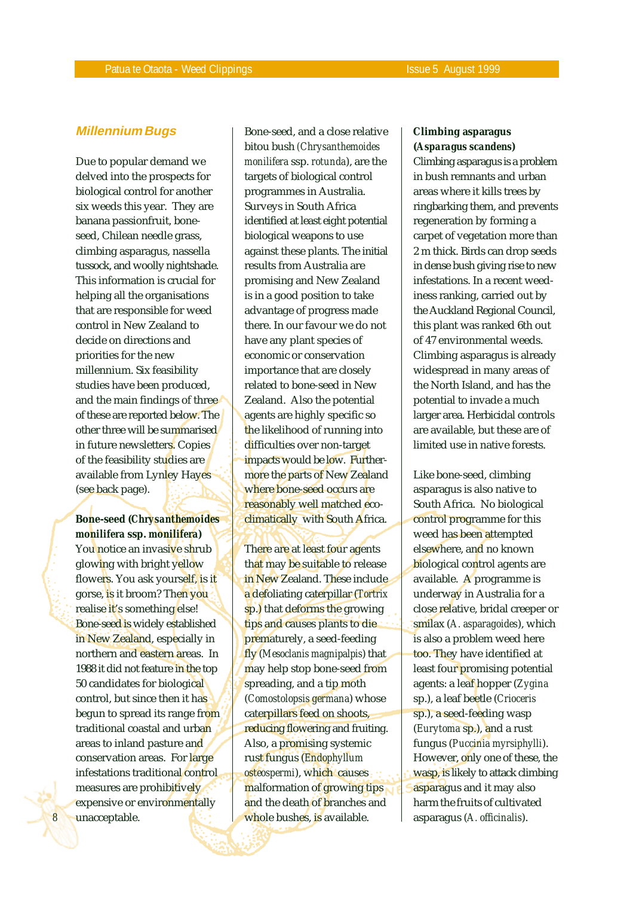## Millennium Bugs

Due to popular demand we delved into the prospects for biological control for another six weeds this year. They are banana passionfruit, bone-seed, Chilean needle grass, climbing asparagus, nassella tussock, and woolly nightshade. This information is crucial for helping all the organisations that are responsible for weed control in New Zealand to decide on directions and priorities for the new millennium. Six feasibility studies have been produced, and the main findings of three of these are reported below. The other three will be summarised in future newsletters. Copies of the feasibility studies are available from Lynley Hayes (see back page).

**Bone-seed (*Chrysanthemoides monilifera* ssp. *monilifera*)**

You notice an invasive shrub glowing with bright yellow flowers. You ask yourself, is it gorse, is it broom? Then you realise it's something else! Bone-seed is widely established in New Zealand, especially in northern and eastern areas. In 1988 it did not feature in the top 50 candidates for biological control, but since then it has begun to spread its range from traditional coastal and urban areas to inland pasture and conservation areas. For large infestations traditional control measures are prohibitively expensive or environmentally unacceptable.

Bone-seed, and a close relative bitou bush (*Chrysanthemoides monilifera* ssp. *rotunda*), are the targets of biological control programmes in Australia. Surveys in South Africa identified at least eight potential biological weapons to use against these plants. The initial results from Australia are promising and New Zealand is in a good position to take advantage of progress made there. In our favour we do not have any plant species of economic or conservation importance that are closely related to bone-seed in New Zealand. Also the potential agents are highly specific so the likelihood of running into difficulties over non-target impacts would be low. Furthermore the parts of New Zealand where bone-seed occurs are reasonably well matched eco-climatically with South Africa.

There are at least four agents that may be suitable to release in New Zealand. These include a defoliating caterpillar (*Tortrix* sp.) that deforms the growing tips and causes plants to die prematurely, a seed-feeding fly (*Mesoclanis magnipalpis*) that may help stop bone-seed from spreading, and a tip moth (*Comostolopsis germana*) whose caterpillars feed on shoots, reducing flowering and fruiting. Also, a promising systemic rust fungus (*Endophyllum osteospermi*), which causes malformation of growing tips and the death of branches and whole bushes, is available.

**Climbing asparagus (*Asparagus scandens*)**

Climbing asparagus is a problem in bush remnants and urban areas where it kills trees by ringbarking them, and prevents regeneration by forming a carpet of vegetation more than 2 m thick. Birds can drop seeds in dense bush giving rise to new infestations. In a recent weediness ranking, carried out by the Auckland Regional Council, this plant was ranked 6th out of 47 environmental weeds. Climbing asparagus is already widespread in many areas of the North Island, and has the potential to invade a much larger area. Herbicidal controls are available, but these are of limited use in native forests.

Like bone-seed, climbing asparagus is also native to South Africa. No biological control programme for this weed has been attempted elsewhere, and no known biological control agents are available. A programme is underway in Australia for a close relative, bridal creeper or smilax (*A. asparagoides*), which is also a problem weed here too. They have identified at least four promising potential agents: a leaf hopper (*Zygina* sp.), a leaf beetle (*Crioceris* sp.), a seed-feeding wasp (*Eurytoma* sp.), and a rust fungus (*Puccinia myrsiphylli*). However, only one of these, the wasp, is likely to attack climbing asparagus and it may also harm the fruits of cultivated asparagus (*A. officinalis*).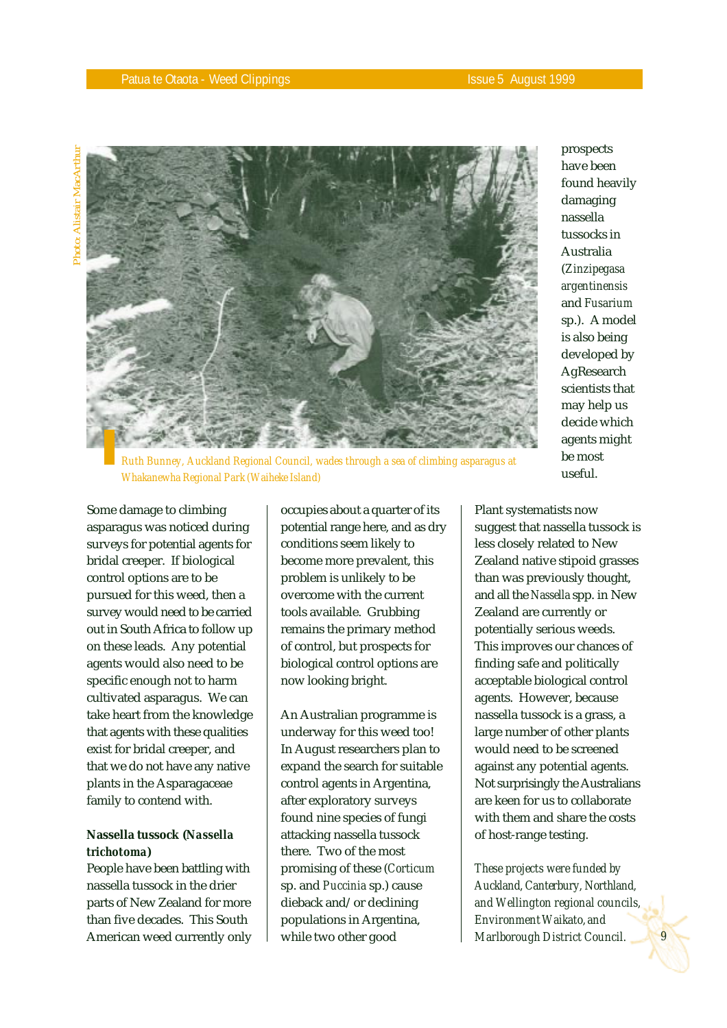*Ruth Bunney, Auckland Regional Council, wades through a sea of climbing asparagus at Whakanewha Regional Park (Waiheke Island)*

Photo: Alistair MacArthur

Some damage to climbing asparagus was noticed during surveys for potential agents for bridal creeper. If biological control options are to be pursued for this weed, then a survey would need to be carried out in South Africa to follow up on these leads. Any potential agents would also need to be specific enough not to harm cultivated asparagus. We can take heart from the knowledge that agents with these qualities exist for bridal creeper, and that we do not have any native plants in the Asparagaceae family to contend with.

**Nassella tussock (*Nassella trichotoma*)**

People have been battling with nassella tussock in the drier parts of New Zealand for more than five decades. This South American weed currently only occupies about a quarter of its potential range here, and as dry conditions seem likely to become more prevalent, this problem is unlikely to be overcome with the current tools available. Grubbing remains the primary method of control, but prospects for biological control options are now looking bright.

An Australian programme is underway for this weed too! In August researchers plan to expand the search for suitable control agents in Argentina, after exploratory surveys found nine species of fungi attacking nassella tussock there. Two of the most promising of these (*Corticum* sp. and *Puccinia* sp.) cause dieback and/or declining populations in Argentina, while two other good prospects have been found heavily damaging nassella tussocks in Australia (*Zinzipegasa argentinensis* and *Fusarium* sp.). A model is also being developed by AgResearch scientists that may help us decide which agents might be most useful.

Plant systematists now suggest that nassella tussock is less closely related to New Zealand native stipoid grasses than was previously thought, and all the *Nassella* spp. in New Zealand are currently or potentially serious weeds. This improves our chances of finding safe and politically acceptable biological control agents. However, because nassella tussock is a grass, a large number of other plants would need to be screened against any potential agents. Not surprisingly the Australians are keen for us to collaborate with them and share the costs of host-range testing.

*These projects were funded by Auckland, Canterbury, Northland, and Wellington regional councils, Environment Waikato, and Marlborough District Council.*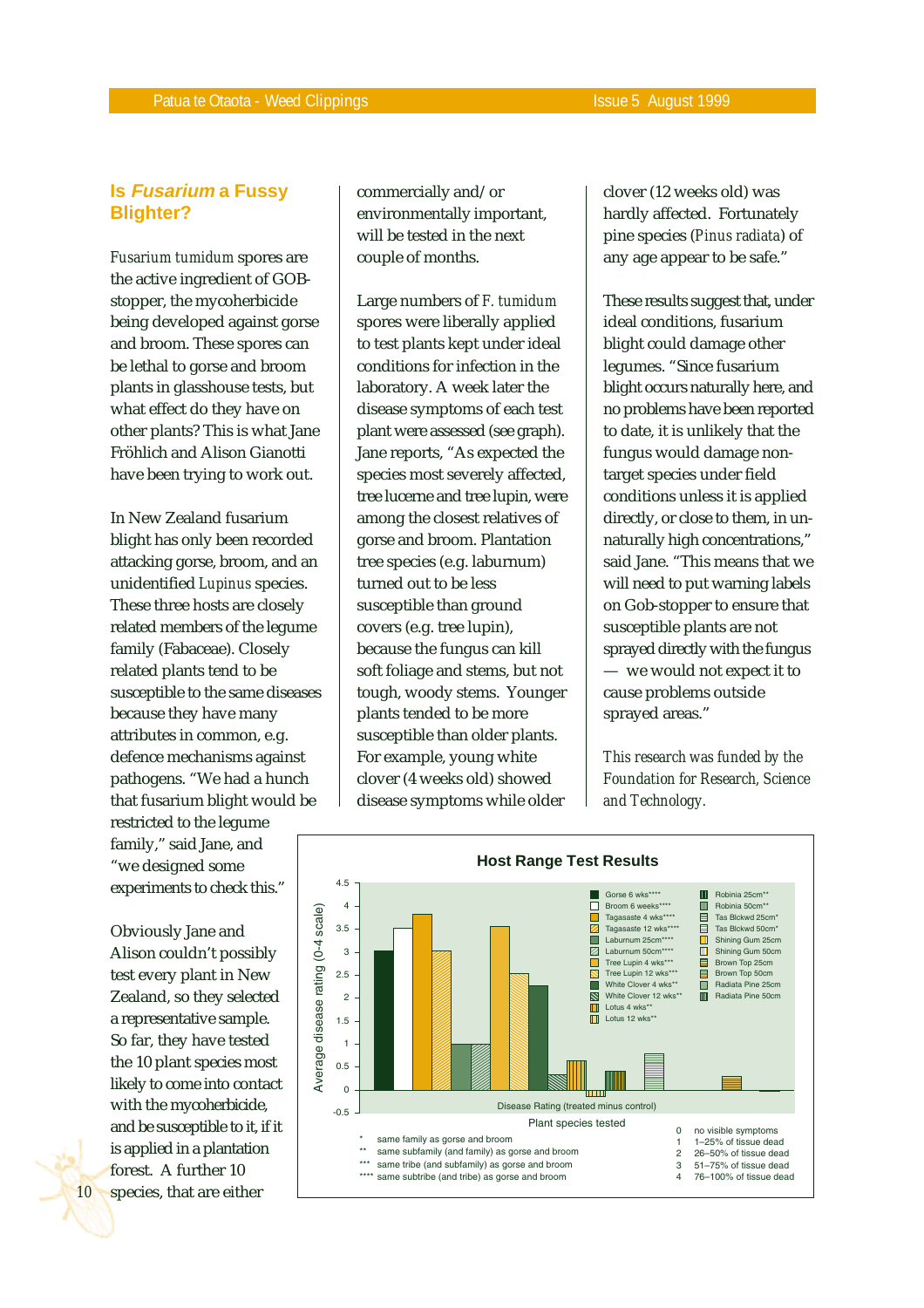## Is *Fusarium* a Fussy Blighter?

*Fusarium tumidum* spores are the active ingredient of GOB-stopper, the mycoherbicide being developed against gorse and broom. These spores can be lethal to gorse and broom plants in glasshouse tests, but what effect do they have on other plants? This is what Jane Fröhlich and Alison Gianotti have been trying to work out.

In New Zealand fusarium blight has only been recorded attacking gorse, broom, and an unidentified *Lupinus* species. These three hosts are closely related members of the legume family (Fabaceae). Closely related plants tend to be susceptible to the same diseases because they have many attributes in common, e.g. defence mechanisms against pathogens. "We had a hunch that fusarium blight would be restricted to the legume family," said Jane, and "we designed some experiments to check this."

Obviously Jane and Alison couldn't possibly test every plant in New Zealand, so they selected a representative sample. So far, they have tested the 10 plant species most likely to come into contact with the mycoherbicide, and be susceptible to it, if it is applied in a plantation forest. A further 10 species, that are either commercially and/or environmentally important, will be tested in the next couple of months.

Large numbers of *F. tumidum* spores were liberally applied to test plants kept under ideal conditions for infection in the laboratory. A week later the disease symptoms of each test plant were assessed (see graph). Jane reports, "As expected the species most severely affected, tree lucerne and tree lupin, were among the closest relatives of gorse and broom. Plantation tree species (e.g. laburnum) turned out to be less susceptible than ground covers (e.g. tree lupin), because the fungus can kill soft foliage and stems, but not tough, woody stems. Younger plants tended to be more susceptible than older plants. For example, young white clover (4 weeks old) showed disease symptoms while older clover (12 weeks old) was hardly affected. Fortunately pine species (*Pinus radiata*) of any age appear to be safe."

These results suggest that, under ideal conditions, fusarium blight could damage other legumes. "Since fusarium blight occurs naturally here, and no problems have been reported to date, it is unlikely that the fungus would damage non-target species under field conditions unless it is applied directly, or close to them, in unnaturally high concentrations," said Jane. "This means that we will need to put warning labels on Gob-stopper to ensure that susceptible plants are not sprayed directly with the fungus — we would not expect it to cause problems outside sprayed areas."

*This research was funded by the Foundation for Research, Science and Technology.*

**Host Range Test Results**

| Plant species tested | Average disease rating (0–4 scale) (approx.) |
|---|---|
| Gorse 6 wks**** | 3.0 |
| Broom 6 weeks**** | 3.5 |
| Tagasaste 4 wks**** | 3.8 |
| Tagasaste 12 wks**** | 3.0 |
| Laburnum 25cm**** | 1.0 |
| Laburnum 50cm**** | 1.0 |
| Tree Lupin 4 wks*** | 3.5 |
| Tree Lupin 12 wks*** | 2.5 |
| White Clover 4 wks** | 2.25 |
| White Clover 12 wks** | 0.33 |
| Lotus 4 wks** | 0.65 |
| Lotus 12 wks** | -0.15 |
| Robinia 25cm** | 0.4 |
| Robinia 50cm** | 0 |
| Tas Blckwd 25cm* | 0.8 |
| Tas Blckwd 50cm* | 0 |
| Shining Gum 25cm | 0 |
| Shining Gum 50cm | 0 |
| Brown Top 25cm | 0 |
| Brown Top 50cm | 0.3 |
| Radiata Pine 25cm | 0 |
| Radiata Pine 50cm | -0.02 |

Disease Rating (treated minus control)

\* same family as gorse and broom
\*\* same subfamily (and family) as gorse and broom
\*\*\* same tribe (and subfamily) as gorse and broom
\*\*\*\* same subtribe (and tribe) as gorse and broom

0 no visible symptoms
1 1–25% of tissue dead
2 26–50% of tissue dead
3 51–75% of tissue dead
4 76–100% of tissue dead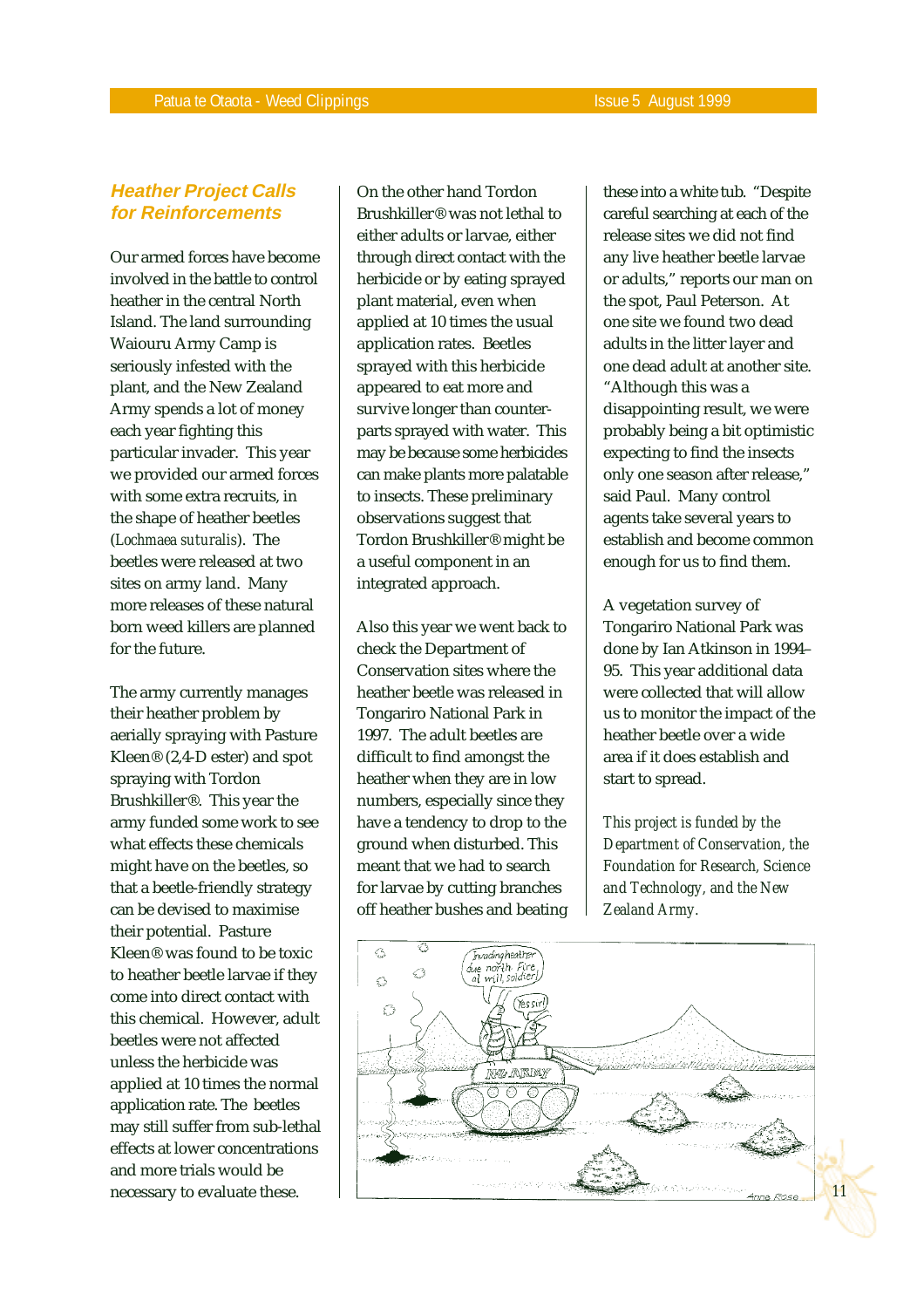## Heather Project Calls for Reinforcements

Our armed forces have become involved in the battle to control heather in the central North Island. The land surrounding Waiouru Army Camp is seriously infested with the plant, and the New Zealand Army spends a lot of money each year fighting this particular invader. This year we provided our armed forces with some extra recruits, in the shape of heather beetles (*Lochmaea suturalis*). The beetles were released at two sites on army land. Many more releases of these natural born weed killers are planned for the future.

The army currently manages their heather problem by aerially spraying with Pasture Kleen® (2,4-D ester) and spot spraying with Tordon Brushkiller®. This year the army funded some work to see what effects these chemicals might have on the beetles, so that a beetle-friendly strategy can be devised to maximise their potential. Pasture Kleen® was found to be toxic to heather beetle larvae if they come into direct contact with this chemical. However, adult beetles were not affected unless the herbicide was applied at 10 times the normal application rate. The beetles may still suffer from sub-lethal effects at lower concentrations and more trials would be necessary to evaluate these.

On the other hand Tordon Brushkiller® was not lethal to either adults or larvae, either through direct contact with the herbicide or by eating sprayed plant material, even when applied at 10 times the usual application rates. Beetles sprayed with this herbicide appeared to eat more and survive longer than counter-parts sprayed with water. This may be because some herbicides can make plants more palatable to insects. These preliminary observations suggest that Tordon Brushkiller® might be a useful component in an integrated approach.

Also this year we went back to check the Department of Conservation sites where the heather beetle was released in Tongariro National Park in 1997. The adult beetles are difficult to find amongst the heather when they are in low numbers, especially since they have a tendency to drop to the ground when disturbed. This meant that we had to search for larvae by cutting branches off heather bushes and beating these into a white tub. "Despite careful searching at each of the release sites we did not find any live heather beetle larvae or adults," reports our man on the spot, Paul Peterson. At one site we found two dead adults in the litter layer and one dead adult at another site. "Although this was a disappointing result, we were probably being a bit optimistic expecting to find the insects only one season after release," said Paul. Many control agents take several years to establish and become common enough for us to find them.

A vegetation survey of Tongariro National Park was done by Ian Atkinson in 1994–95. This year additional data were collected that will allow us to monitor the impact of the heather beetle over a wide area if it does establish and start to spread.

*This project is funded by the Department of Conservation, the Foundation for Research, Science and Technology, and the New Zealand Army.*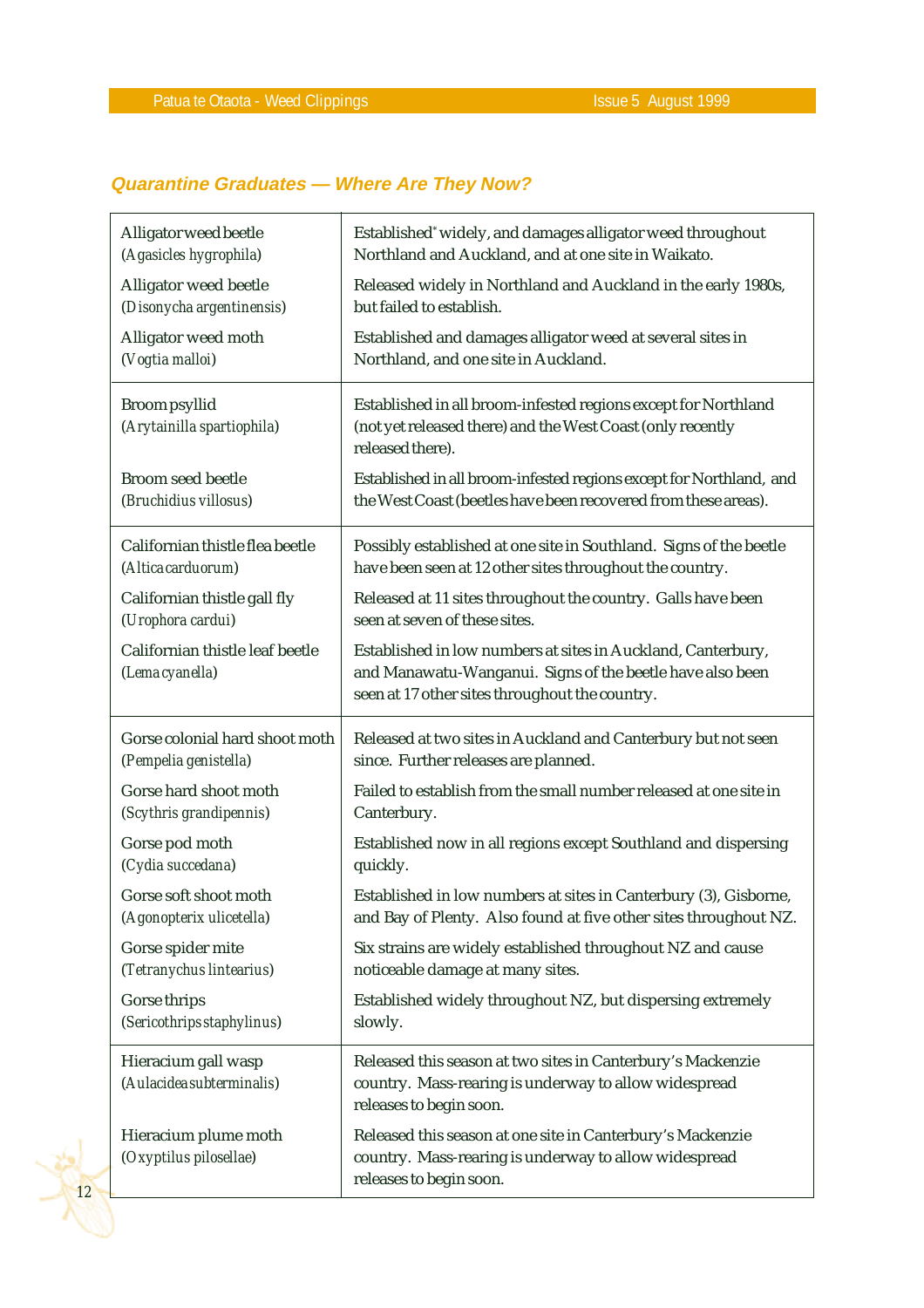### *Quarantine Graduates — Where Are They Now?*

| | |
|---|---|
| Alligator weed beetle (*Agasicles hygrophila*) | Established* widely, and damages alligator weed throughout Northland and Auckland, and at one site in Waikato. |
| Alligator weed beetle (*Disonycha argentinensis*) | Released widely in Northland and Auckland in the early 1980s, but failed to establish. |
| Alligator weed moth (*Vogtia malloi*) | Established and damages alligator weed at several sites in Northland, and one site in Auckland. |
| Broom psyllid (*Arytainilla spartiophila*) | Established in all broom-infested regions except for Northland (not yet released there) and the West Coast (only recently released there). |
| Broom seed beetle (*Bruchidius villosus*) | Established in all broom-infested regions except for Northland, and the West Coast (beetles have been recovered from these areas). |
| Californian thistle flea beetle (*Altica carduorum*) | Possibly established at one site in Southland. Signs of the beetle have been seen at 12 other sites throughout the country. |
| Californian thistle gall fly (*Urophora cardui*) | Released at 11 sites throughout the country. Galls have been seen at seven of these sites. |
| Californian thistle leaf beetle (*Lema cyanella*) | Established in low numbers at sites in Auckland, Canterbury, and Manawatu-Wanganui. Signs of the beetle have also been seen at 17 other sites throughout the country. |
| Gorse colonial hard shoot moth (*Pempelia genistella*) | Released at two sites in Auckland and Canterbury but not seen since. Further releases are planned. |
| Gorse hard shoot moth (*Scythris grandipennis*) | Failed to establish from the small number released at one site in Canterbury. |
| Gorse pod moth (*Cydia succedana*) | Established now in all regions except Southland and dispersing quickly. |
| Gorse soft shoot moth (*Agonopterix ulicetella*) | Established in low numbers at sites in Canterbury (3), Gisborne, and Bay of Plenty. Also found at five other sites throughout NZ. |
| Gorse spider mite (*Tetranychus lintearius*) | Six strains are widely established throughout NZ and cause noticeable damage at many sites. |
| Gorse thrips (*Sericothrips staphylinus*) | Established widely throughout NZ, but dispersing extremely slowly. |
| Hieracium gall wasp (*Aulacidea subterminalis*) | Released this season at two sites in Canterbury's Mackenzie country. Mass-rearing is underway to allow widespread releases to begin soon. |
| Hieracium plume moth (*Oxyptilus pilosellae*) | Released this season at one site in Canterbury's Mackenzie country. Mass-rearing is underway to allow widespread releases to begin soon. |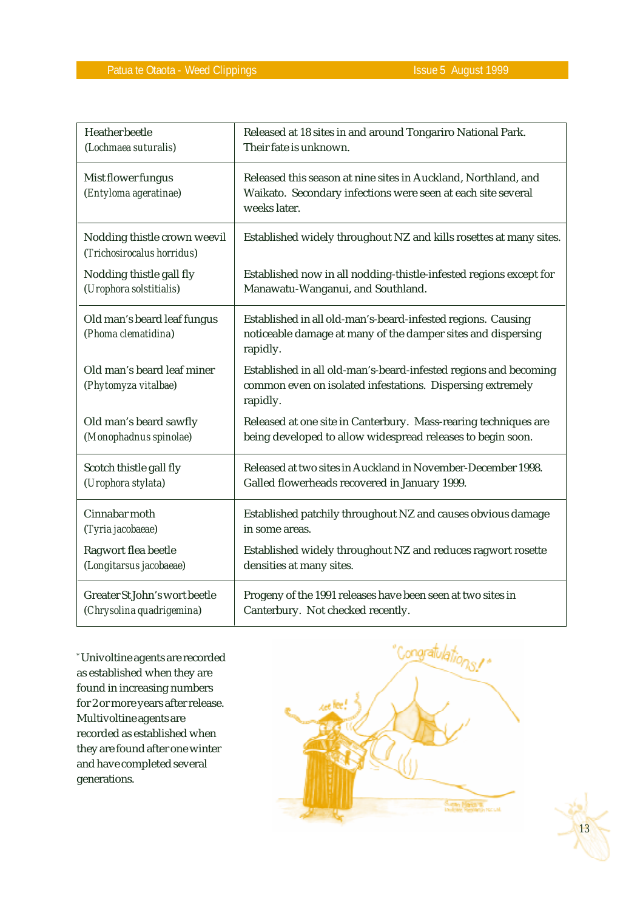| | |
|---|---|
| Heather beetle (*Lochmaea suturalis*) | Released at 18 sites in and around Tongariro National Park. Their fate is unknown. |
| Mist flower fungus (*Entyloma ageratinae*) | Released this season at nine sites in Auckland, Northland, and Waikato. Secondary infections were seen at each site several weeks later. |
| Nodding thistle crown weevil (*Trichosirocalus horridus*) | Established widely throughout NZ and kills rosettes at many sites. |
| Nodding thistle gall fly (*Urophora solstitialis*) | Established now in all nodding-thistle-infested regions except for Manawatu-Wanganui, and Southland. |
| Old man's beard leaf fungus (*Phoma clematidina*) | Established in all old-man's-beard-infested regions. Causing noticeable damage at many of the damper sites and dispersing rapidly. |
| Old man's beard leaf miner (*Phytomyza vitalbae*) | Established in all old-man's-beard-infested regions and becoming common even on isolated infestations. Dispersing extremely rapidly. |
| Old man's beard sawfly (*Monophadnus spinolae*) | Released at one site in Canterbury. Mass-rearing techniques are being developed to allow widespread releases to begin soon. |
| Scotch thistle gall fly (*Urophora stylata*) | Released at two sites in Auckland in November-December 1998. Galled flowerheads recovered in January 1999. |
| Cinnabar moth (*Tyria jacobaeae*) | Established patchily throughout NZ and causes obvious damage in some areas. |
| Ragwort flea beetle (*Longitarsus jacobaeae*) | Established widely throughout NZ and reduces ragwort rosette densities at many sites. |
| Greater St John's wort beetle (*Chrysolina quadrigemina*) | Progeny of the 1991 releases have been seen at two sites in Canterbury. Not checked recently. |

\* Univoltine agents are recorded as established when they are found in increasing numbers for 2 or more years after release. Multivoltine agents are recorded as established when they are found after one winter and have completed several generations.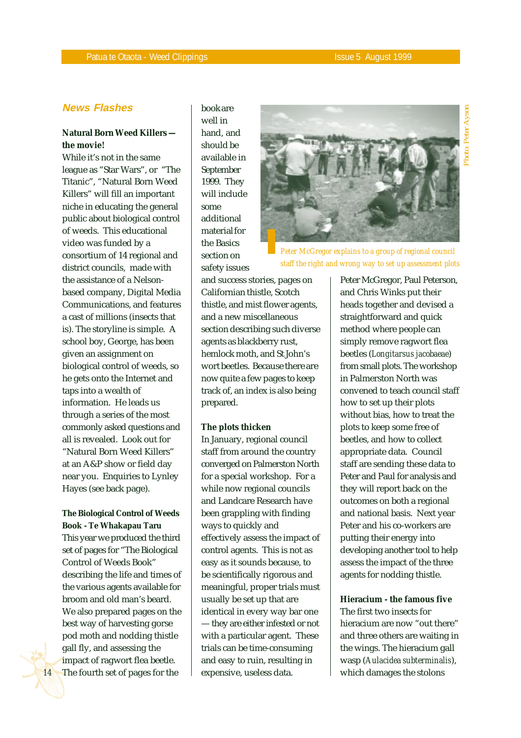## News Flashes

**Natural Born Weed Killers — the movie!**

While it's not in the same league as "Star Wars", or "The Titanic", "Natural Born Weed Killers" will fill an important niche in educating the general public about biological control of weeds. This educational video was funded by a consortium of 14 regional and district councils, made with the assistance of a Nelson-based company, Digital Media Communications, and features a cast of millions (insects that is). The storyline is simple. A school boy, George, has been given an assignment on biological control of weeds, so he gets onto the Internet and taps into a wealth of information. He leads us through a series of the most commonly asked questions and all is revealed. Look out for "Natural Born Weed Killers" at an A&P show or field day near you. Enquiries to Lynley Hayes (see back page).

**The Biological Control of Weeds Book - Te Whakapau Taru**

This year we produced the third set of pages for "The Biological Control of Weeds Book" describing the life and times of the various agents available for broom and old man's beard. We also prepared pages on the best way of harvesting gorse pod moth and nodding thistle gall fly, and assessing the impact of ragwort flea beetle. The fourth set of pages for the book are well in hand, and should be available in September 1999. They will include some additional material for the Basics section on safety issues and success stories, pages on Californian thistle, Scotch thistle, and mist flower agents, and a new miscellaneous section describing such diverse agents as blackberry rust, hemlock moth, and St John's wort beetles. Because there are now quite a few pages to keep track of, an index is also being prepared.

**The plots thicken**

In January, regional council staff from around the country converged on Palmerston North for a special workshop. For a while now regional councils and Landcare Research have been grappling with finding ways to quickly and effectively assess the impact of control agents. This is not as easy as it sounds because, to be scientifically rigorous and meaningful, proper trials must usually be set up that are identical in every way bar one — they are either infested or not with a particular agent. These trials can be time-consuming and easy to ruin, resulting in expensive, useless data.

*Photo: Peter Ayson*

*Peter McGregor explains to a group of regional council staff the right and wrong way to set up assessment plots*

Peter McGregor, Paul Peterson, and Chris Winks put their heads together and devised a straightforward and quick method where people can simply remove ragwort flea beetles (*Longitarsus jacobaeae*) from small plots. The workshop in Palmerston North was convened to teach council staff how to set up their plots without bias, how to treat the plots to keep some free of beetles, and how to collect appropriate data. Council staff are sending these data to Peter and Paul for analysis and they will report back on the outcomes on both a regional and national basis. Next year Peter and his co-workers are putting their energy into developing another tool to help assess the impact of the three agents for nodding thistle.

**Hieracium - the famous five**

The first two insects for hieracium are now "out there" and three others are waiting in the wings. The hieracium gall wasp (*Aulacidea subterminalis*), which damages the stolons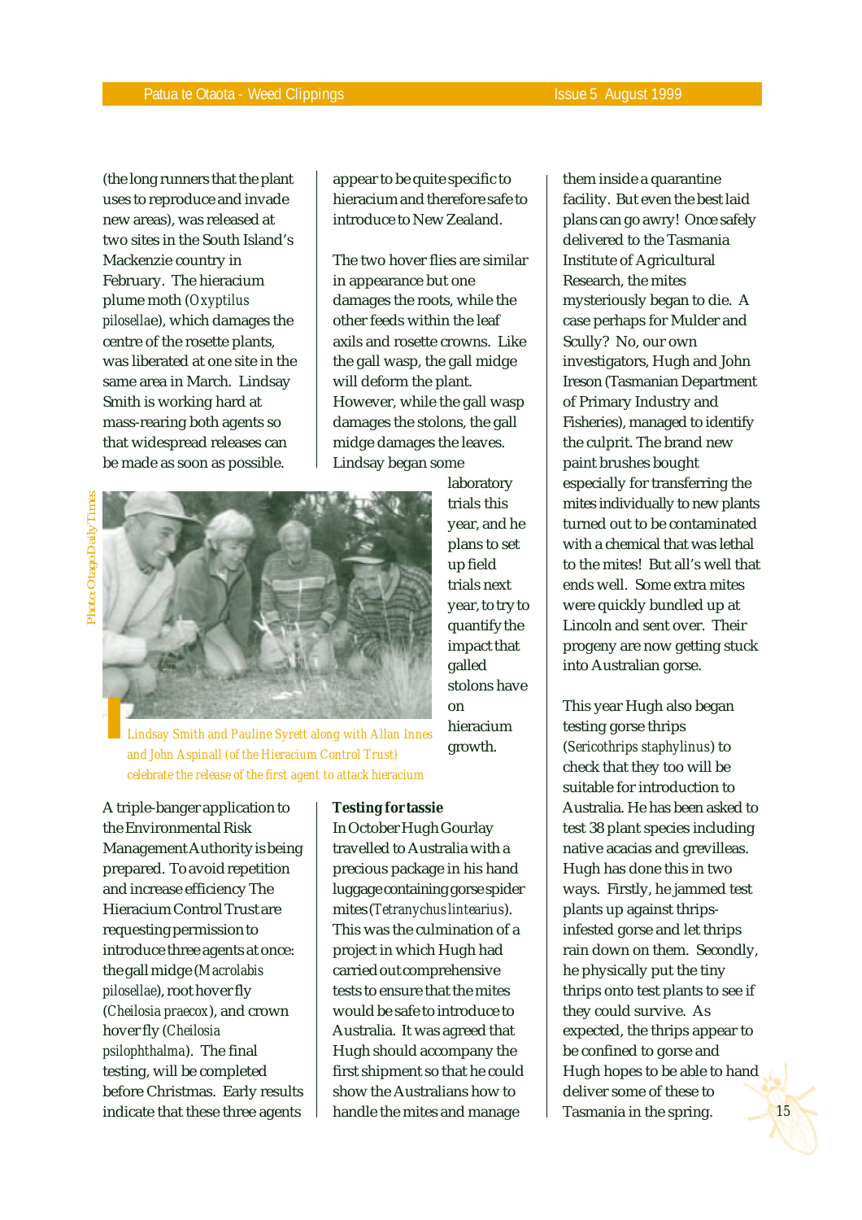(the long runners that the plant uses to reproduce and invade new areas), was released at two sites in the South Island's Mackenzie country in February. The hieracium plume moth (*Oxyptilus pilosellae*), which damages the centre of the rosette plants, was liberated at one site in the same area in March. Lindsay Smith is working hard at mass-rearing both agents so that widespread releases can be made as soon as possible.

Photo: Otago Daily Times

Lindsay Smith and Pauline Syrett along with Allan Innes and John Aspinall (of the Hieracium Control Trust) celebrate the release of the first agent to attack hieracium

A triple-banger application to the Environmental Risk Management Authority is being prepared. To avoid repetition and increase efficiency The Hieracium Control Trust are requesting permission to introduce three agents at once: the gall midge (*Macrolabis pilosellae*), root hover fly (*Cheilosia praecox*), and crown hover fly (*Cheilosia psilophthalma*). The final testing, will be completed before Christmas. Early results indicate that these three agents appear to be quite specific to hieracium and therefore safe to introduce to New Zealand.

The two hover flies are similar in appearance but one damages the roots, while the other feeds within the leaf axils and rosette crowns. Like the gall wasp, the gall midge will deform the plant. However, while the gall wasp damages the stolons, the gall midge damages the leaves. Lindsay began some laboratory trials this year, and he plans to set up field trials next year, to try to quantify the impact that galled stolons have on hieracium growth.

**Testing for tassie**

In October Hugh Gourlay travelled to Australia with a precious package in his hand luggage containing gorse spider mites (*Tetranychus lintearius*). This was the culmination of a project in which Hugh had carried out comprehensive tests to ensure that the mites would be safe to introduce to Australia. It was agreed that Hugh should accompany the first shipment so that he could show the Australians how to handle the mites and manage them inside a quarantine facility. But even the best laid plans can go awry! Once safely delivered to the Tasmania Institute of Agricultural Research, the mites mysteriously began to die. A case perhaps for Mulder and Scully? No, our own investigators, Hugh and John Ireson (Tasmanian Department of Primary Industry and Fisheries), managed to identify the culprit. The brand new paint brushes bought especially for transferring the mites individually to new plants turned out to be contaminated with a chemical that was lethal to the mites! But all's well that ends well. Some extra mites were quickly bundled up at Lincoln and sent over. Their progeny are now getting stuck into Australian gorse.

This year Hugh also began testing gorse thrips (*Sericothrips staphylinus*) to check that they too will be suitable for introduction to Australia. He has been asked to test 38 plant species including native acacias and grevilleas. Hugh has done this in two ways. Firstly, he jammed test plants up against thrips-infested gorse and let thrips rain down on them. Secondly, he physically put the tiny thrips onto test plants to see if they could survive. As expected, the thrips appear to be confined to gorse and Hugh hopes to be able to hand deliver some of these to Tasmania in the spring.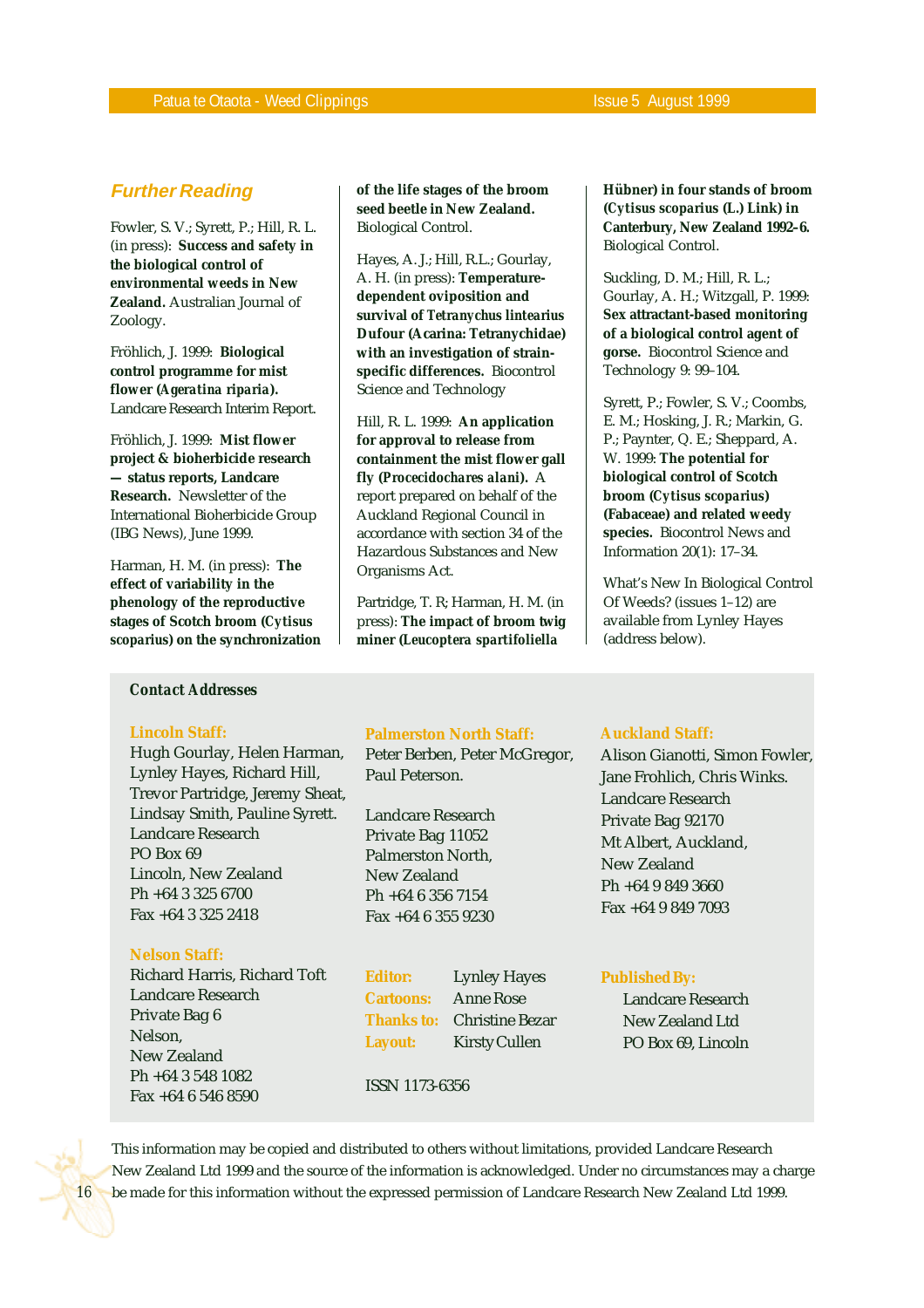## Further Reading

Fowler, S. V.; Syrett, P.; Hill, R. L. (in press): **Success and safety in the biological control of environmental weeds in New Zealand.** Australian Journal of Zoology.

Fröhlich, J. 1999: **Biological control programme for mist flower (*Ageratina riparia*).** Landcare Research Interim Report.

Fröhlich, J. 1999: **Mist flower project & bioherbicide research — status reports, Landcare Research.** Newsletter of the International Bioherbicide Group (IBG News), June 1999.

Harman, H. M. (in press): **The effect of variability in the phenology of the reproductive stages of Scotch broom (*Cytisus scoparius*) on the synchronization of the life stages of the broom seed beetle in New Zealand.** Biological Control.

Hayes, A. J.; Hill, R.L.; Gourlay, A. H. (in press): **Temperature-dependent oviposition and survival of *Tetranychus lintearius* Dufour (Acarina: Tetranychidae) with an investigation of strain-specific differences.** Biocontrol Science and Technology

Hill, R. L. 1999: **An application for approval to release from containment the mist flower gall fly (*Procecidochares alani*).** A report prepared on behalf of the Auckland Regional Council in accordance with section 34 of the Hazardous Substances and New Organisms Act.

Partridge, T. R; Harman, H. M. (in press): **The impact of broom twig miner (*Leucoptera spartifoliella* Hübner) in four stands of broom (*Cytisus scoparius* (L.) Link) in Canterbury, New Zealand 1992–6.** Biological Control.

Suckling, D. M.; Hill, R. L.; Gourlay, A. H.; Witzgall, P. 1999: **Sex attractant-based monitoring of a biological control agent of gorse.** Biocontrol Science and Technology 9: 99–104.

Syrett, P.; Fowler, S. V.; Coombs, E. M.; Hosking, J. R.; Markin, G. P.; Paynter, Q. E.; Sheppard, A. W. 1999: **The potential for biological control of Scotch broom (*Cytisus scoparius*) (Fabaceae) and related weedy species.** Biocontrol News and Information 20(1): 17–34.

What's New In Biological Control Of Weeds? (issues 1–12) are available from Lynley Hayes (address below).

### Contact Addresses

**Lincoln Staff:**
Hugh Gourlay, Helen Harman, Lynley Hayes, Richard Hill, Trevor Partridge, Jeremy Sheat, Lindsay Smith, Pauline Syrett.
Landcare Research
PO Box 69
Lincoln, New Zealand
Ph +64 3 325 6700
Fax +64 3 325 2418

**Nelson Staff:**
Richard Harris, Richard Toft
Landcare Research
Private Bag 6
Nelson,
New Zealand
Ph +64 3 548 1082
Fax +64 6 546 8590

**Palmerston North Staff:**
Peter Berben, Peter McGregor, Paul Peterson.

Landcare Research
Private Bag 11052
Palmerston North,
New Zealand
Ph +64 6 356 7154
Fax +64 6 355 9230

**Auckland Staff:**
Alison Gianotti, Simon Fowler, Jane Frohlich, Chris Winks.
Landcare Research
Private Bag 92170
Mt Albert, Auckland,
New Zealand
Ph +64 9 849 3660
Fax +64 9 849 7093

**Editor:** Lynley Hayes
**Cartoons:** Anne Rose
**Thanks to:** Christine Bezar
**Layout:** Kirsty Cullen

ISSN 1173-6356

**Published By:**
Landcare Research
New Zealand Ltd
PO Box 69, Lincoln

This information may be copied and distributed to others without limitations, provided Landcare Research New Zealand Ltd 1999 and the source of the information is acknowledged. Under no circumstances may a charge be made for this information without the expressed permission of Landcare Research New Zealand Ltd 1999.